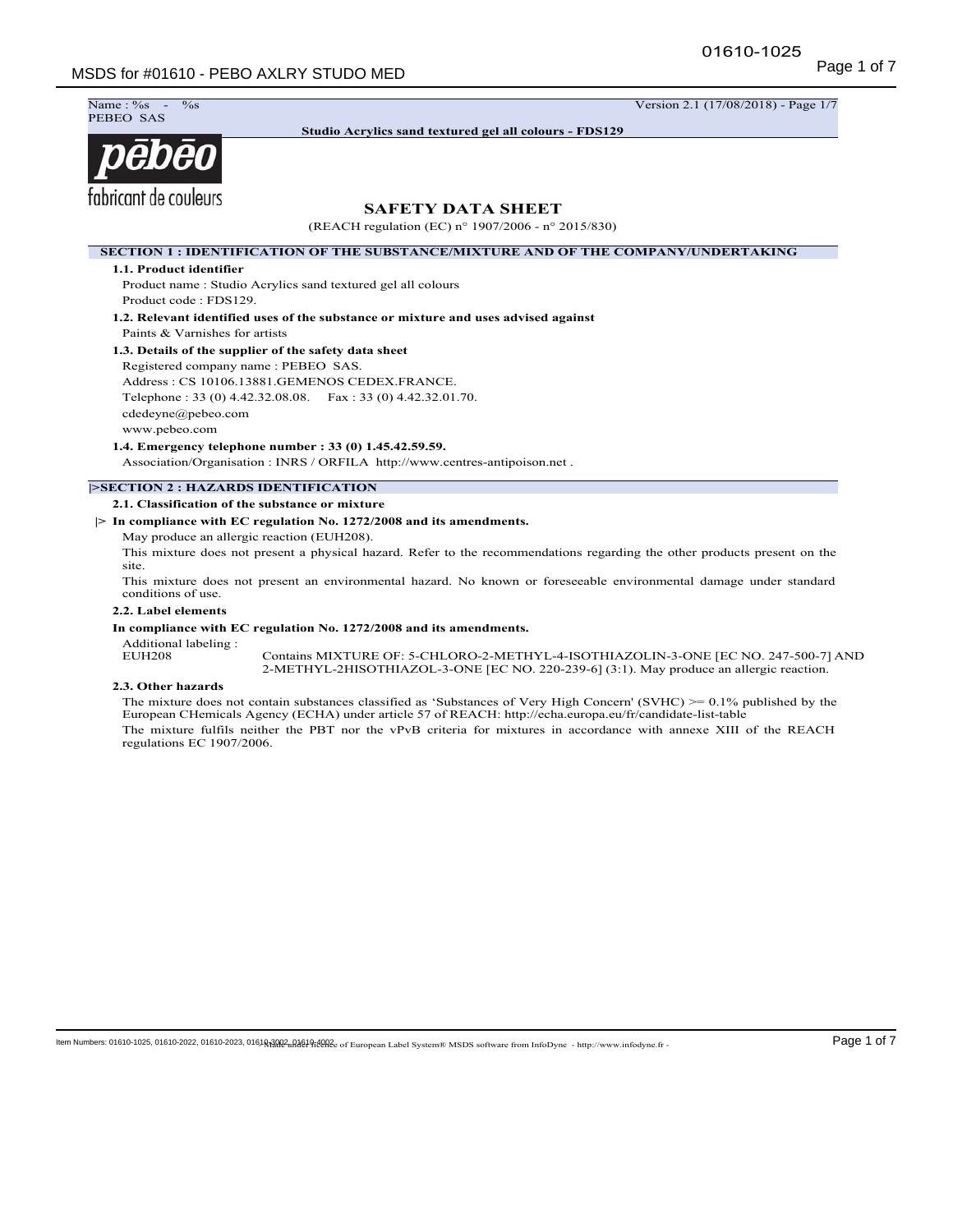Name : %s - %s
PEBEO SAS

Version 2.1 (17/08/2018) - Page 1/7

**Studio Acrylics sand textured gel all colours - FDS129**

pēbēo
fabricant de couleurs

# SAFETY DATA SHEET

(REACH regulation (EC) n° 1907/2006 - n° 2015/830)

## SECTION 1 : IDENTIFICATION OF THE SUBSTANCE/MIXTURE AND OF THE COMPANY/UNDERTAKING

### 1.1. Product identifier

Product name : Studio Acrylics sand textured gel all colours
Product code : FDS129.

### 1.2. Relevant identified uses of the substance or mixture and uses advised against

Paints & Varnishes for artists

### 1.3. Details of the supplier of the safety data sheet

Registered company name : PEBEO SAS.
Address : CS 10106.13881.GEMENOS CEDEX.FRANCE.
Telephone : 33 (0) 4.42.32.08.08. Fax : 33 (0) 4.42.32.01.70.
cdedeyne@pebeo.com
www.pebeo.com

### 1.4. Emergency telephone number : 33 (0) 1.45.42.59.59.

Association/Organisation : INRS / ORFILA http://www.centres-antipoison.net .

## |>SECTION 2 : HAZARDS IDENTIFICATION

### 2.1. Classification of the substance or mixture

**|> In compliance with EC regulation No. 1272/2008 and its amendments.**

May produce an allergic reaction (EUH208).

This mixture does not present a physical hazard. Refer to the recommendations regarding the other products present on the site.

This mixture does not present an environmental hazard. No known or foreseeable environmental damage under standard conditions of use.

### 2.2. Label elements

**In compliance with EC regulation No. 1272/2008 and its amendments.**

Additional labeling :

EUH208 Contains MIXTURE OF: 5-CHLORO-2-METHYL-4-ISOTHIAZOLIN-3-ONE [EC NO. 247-500-7] AND 2-METHYL-2HISOTHIAZOL-3-ONE [EC NO. 220-239-6] (3:1). May produce an allergic reaction.

### 2.3. Other hazards

The mixture does not contain substances classified as 'Substances of Very High Concern' (SVHC) >= 0.1% published by the European CHemicals Agency (ECHA) under article 57 of REACH: http://echa.europa.eu/fr/candidate-list-table

The mixture fulfils neither the PBT nor the vPvB criteria for mixtures in accordance with annexe XIII of the REACH regulations EC 1907/2006.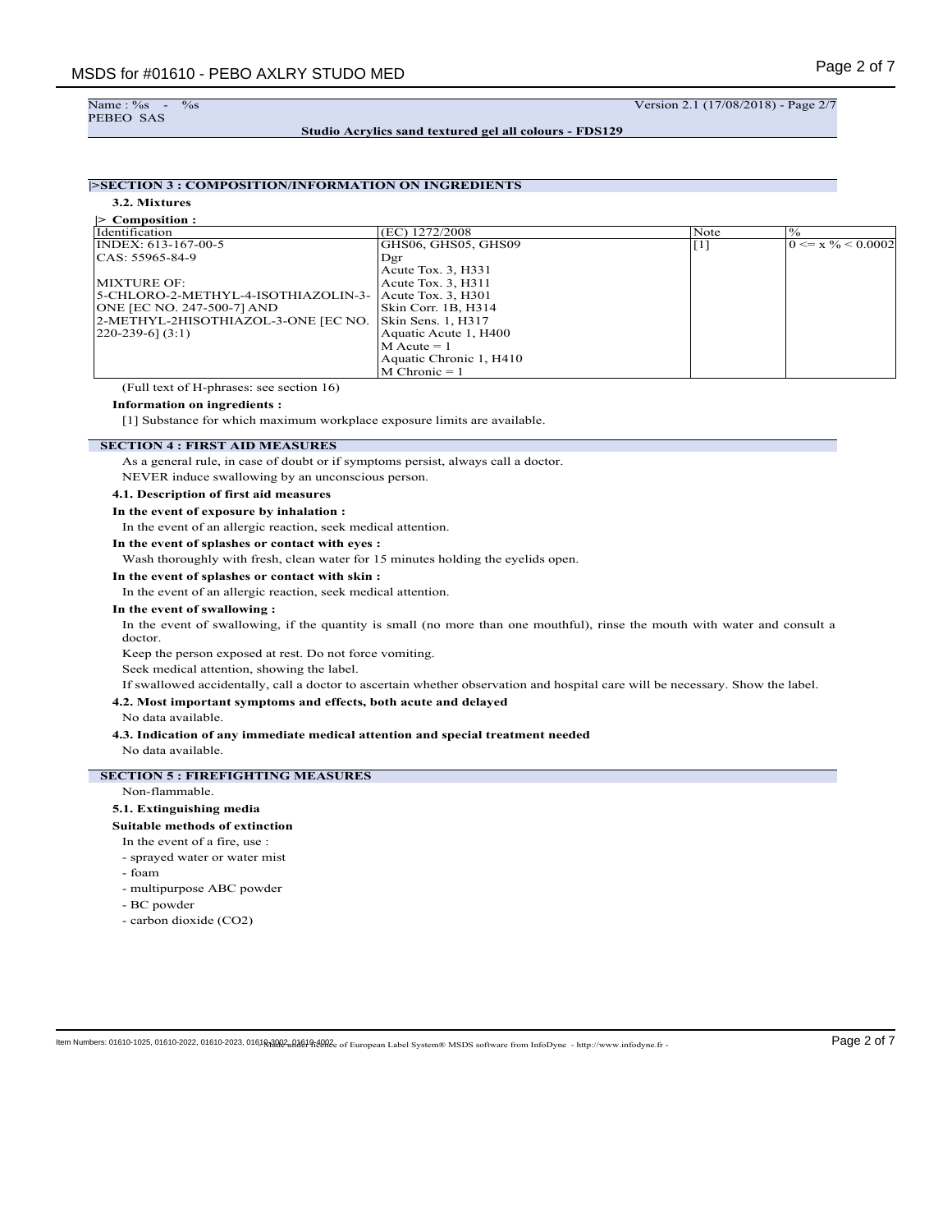Name : %s - %s
PEBEO SAS

Version 2.1 (17/08/2018) - Page 2/7

**Studio Acrylics sand textured gel all colours - FDS129**

## |>SECTION 3 : COMPOSITION/INFORMATION ON INGREDIENTS

### 3.2. Mixtures

**|> Composition :**

| Identification | (EC) 1272/2008 | Note | % |
|---|---|---|---|
| INDEX: 613-167-00-5<br>CAS: 55965-84-9<br><br>MIXTURE OF:<br>5-CHLORO-2-METHYL-4-ISOTHIAZOLIN-3-ONE [EC NO. 247-500-7] AND<br>2-METHYL-2HISOTHIAZOL-3-ONE [EC NO. 220-239-6] (3:1) | GHS06, GHS05, GHS09<br>Dgr<br>Acute Tox. 3, H331<br>Acute Tox. 3, H311<br>Acute Tox. 3, H301<br>Skin Corr. 1B, H314<br>Skin Sens. 1, H317<br>Aquatic Acute 1, H400<br>M Acute = 1<br>Aquatic Chronic 1, H410<br>M Chronic = 1 | [1] | 0 <= x % < 0.0002 |

(Full text of H-phrases: see section 16)

**Information on ingredients :**

[1] Substance for which maximum workplace exposure limits are available.

## SECTION 4 : FIRST AID MEASURES

As a general rule, in case of doubt or if symptoms persist, always call a doctor.

NEVER induce swallowing by an unconscious person.

### 4.1. Description of first aid measures

**In the event of exposure by inhalation :**

In the event of an allergic reaction, seek medical attention.

**In the event of splashes or contact with eyes :**

Wash thoroughly with fresh, clean water for 15 minutes holding the eyelids open.

**In the event of splashes or contact with skin :**

In the event of an allergic reaction, seek medical attention.

**In the event of swallowing :**

In the event of swallowing, if the quantity is small (no more than one mouthful), rinse the mouth with water and consult a doctor.

Keep the person exposed at rest. Do not force vomiting.

Seek medical attention, showing the label.

If swallowed accidentally, call a doctor to ascertain whether observation and hospital care will be necessary. Show the label.

### 4.2. Most important symptoms and effects, both acute and delayed

No data available.

### 4.3. Indication of any immediate medical attention and special treatment needed

No data available.

## SECTION 5 : FIREFIGHTING MEASURES

Non-flammable.

### 5.1. Extinguishing media

**Suitable methods of extinction**

In the event of a fire, use :

- sprayed water or water mist
- foam
- multipurpose ABC powder
- BC powder
- carbon dioxide ($CO_2$)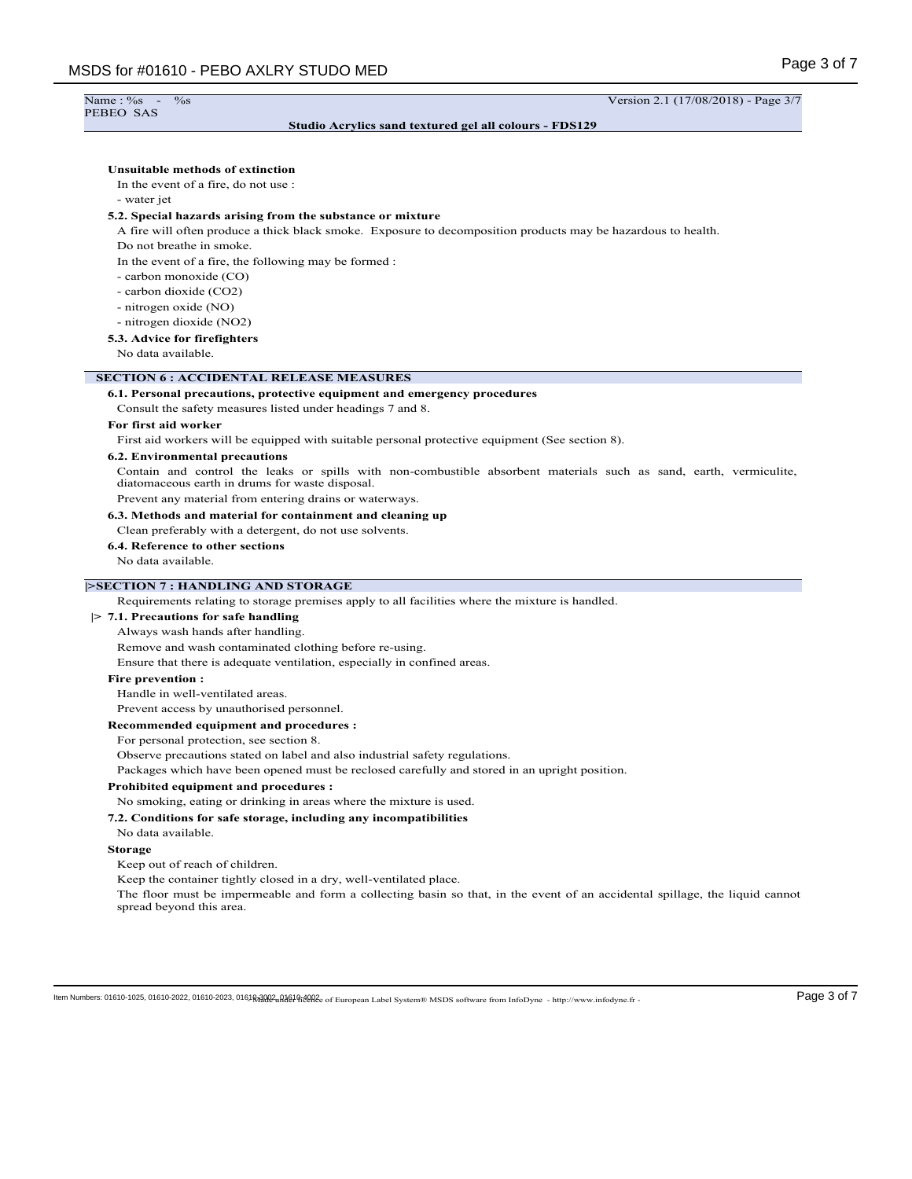**Unsuitable methods of extinction**

In the event of a fire, do not use :

- water jet

**5.2. Special hazards arising from the substance or mixture**

A fire will often produce a thick black smoke. Exposure to decomposition products may be hazardous to health.

Do not breathe in smoke.

In the event of a fire, the following may be formed :

- carbon monoxide (CO)
- carbon dioxide ($CO_2$)
- nitrogen oxide (NO)
- nitrogen dioxide ($NO_2$)

**5.3. Advice for firefighters**

No data available.

## SECTION 6 : ACCIDENTAL RELEASE MEASURES

**6.1. Personal precautions, protective equipment and emergency procedures**

Consult the safety measures listed under headings 7 and 8.

**For first aid worker**

First aid workers will be equipped with suitable personal protective equipment (See section 8).

**6.2. Environmental precautions**

Contain and control the leaks or spills with non-combustible absorbent materials such as sand, earth, vermiculite, diatomaceous earth in drums for waste disposal.

Prevent any material from entering drains or waterways.

**6.3. Methods and material for containment and cleaning up**

Clean preferably with a detergent, do not use solvents.

**6.4. Reference to other sections**

No data available.

## |>SECTION 7 : HANDLING AND STORAGE

Requirements relating to storage premises apply to all facilities where the mixture is handled.

**|> 7.1. Precautions for safe handling**

Always wash hands after handling.

Remove and wash contaminated clothing before re-using.

Ensure that there is adequate ventilation, especially in confined areas.

**Fire prevention :**

Handle in well-ventilated areas.

Prevent access by unauthorised personnel.

**Recommended equipment and procedures :**

For personal protection, see section 8.

Observe precautions stated on label and also industrial safety regulations.

Packages which have been opened must be reclosed carefully and stored in an upright position.

**Prohibited equipment and procedures :**

No smoking, eating or drinking in areas where the mixture is used.

**7.2. Conditions for safe storage, including any incompatibilities**

No data available.

**Storage**

Keep out of reach of children.

Keep the container tightly closed in a dry, well-ventilated place.

The floor must be impermeable and form a collecting basin so that, in the event of an accidental spillage, the liquid cannot spread beyond this area.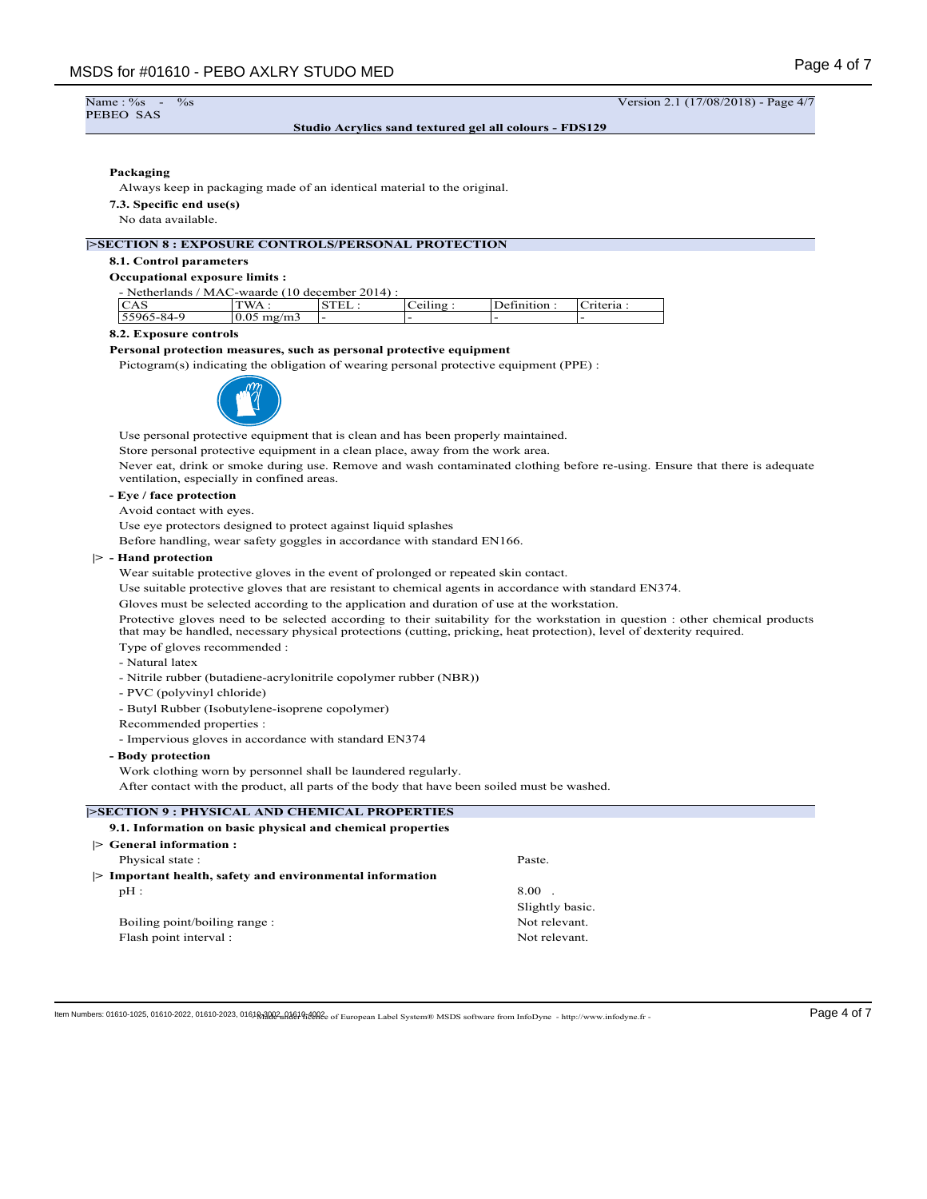Name : %s - %s
PEBEO SAS

Version 2.1 (17/08/2018) - Page 4/7

**Studio Acrylics sand textured gel all colours - FDS129**

**Packaging**

Always keep in packaging made of an identical material to the original.

**7.3. Specific end use(s)**

No data available.

## |>SECTION 8 : EXPOSURE CONTROLS/PERSONAL PROTECTION

**8.1. Control parameters**

**Occupational exposure limits :**

- Netherlands / MAC-waarde (10 december 2014) :

| CAS | TWA : | STEL : | Ceiling : | Definition : | Criteria : |
|---|---|---|---|---|---|
| 55965-84-9 | 0.05 mg/m3 | - | - | - | - |

**8.2. Exposure controls**

**Personal protection measures, such as personal protective equipment**

Pictogram(s) indicating the obligation of wearing personal protective equipment (PPE) :

Use personal protective equipment that is clean and has been properly maintained.

Store personal protective equipment in a clean place, away from the work area.

Never eat, drink or smoke during use. Remove and wash contaminated clothing before re-using. Ensure that there is adequate ventilation, especially in confined areas.

**- Eye / face protection**

Avoid contact with eyes.

Use eye protectors designed to protect against liquid splashes

Before handling, wear safety goggles in accordance with standard EN166.

|> **- Hand protection**

Wear suitable protective gloves in the event of prolonged or repeated skin contact.

Use suitable protective gloves that are resistant to chemical agents in accordance with standard EN374.

Gloves must be selected according to the application and duration of use at the workstation.

Protective gloves need to be selected according to their suitability for the workstation in question : other chemical products that may be handled, necessary physical protections (cutting, pricking, heat protection), level of dexterity required.

Type of gloves recommended :

- Natural latex
- Nitrile rubber (butadiene-acrylonitrile copolymer rubber (NBR))
- PVC (polyvinyl chloride)
- Butyl Rubber (Isobutylene-isoprene copolymer)

Recommended properties :

- Impervious gloves in accordance with standard EN374

**- Body protection**

Work clothing worn by personnel shall be laundered regularly.

After contact with the product, all parts of the body that have been soiled must be washed.

## |>SECTION 9 : PHYSICAL AND CHEMICAL PROPERTIES

**9.1. Information on basic physical and chemical properties**

|> **General information :**

Physical state : Paste.

|> **Important health, safety and environmental information**

pH : 8.00 .
Slightly basic.

Boiling point/boiling range : Not relevant.

Flash point interval : Not relevant.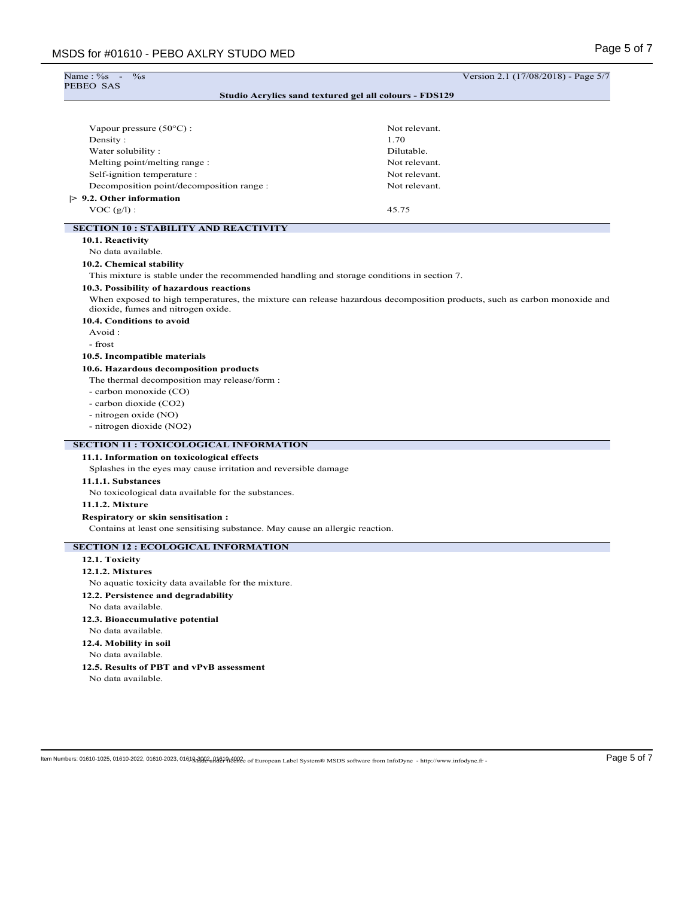| | |
|---|---|
| Vapour pressure (50°C) : | Not relevant. |
| Density : | 1.70 |
| Water solubility : | Dilutable. |
| Melting point/melting range : | Not relevant. |
| Self-ignition temperature : | Not relevant. |
| Decomposition point/decomposition range : | Not relevant. |

**|> 9.2. Other information**

| | |
|---|---|
| VOC (g/l) : | 45.75 |

## SECTION 10 : STABILITY AND REACTIVITY

**10.1. Reactivity**

No data available.

**10.2. Chemical stability**

This mixture is stable under the recommended handling and storage conditions in section 7.

**10.3. Possibility of hazardous reactions**

When exposed to high temperatures, the mixture can release hazardous decomposition products, such as carbon monoxide and dioxide, fumes and nitrogen oxide.

**10.4. Conditions to avoid**

Avoid :

- frost

**10.5. Incompatible materials**

**10.6. Hazardous decomposition products**

The thermal decomposition may release/form :

- carbon monoxide (CO)
- carbon dioxide ($CO_2$)
- nitrogen oxide (NO)
- nitrogen dioxide ($NO_2$)

## SECTION 11 : TOXICOLOGICAL INFORMATION

**11.1. Information on toxicological effects**

Splashes in the eyes may cause irritation and reversible damage

**11.1.1. Substances**

No toxicological data available for the substances.

**11.1.2. Mixture**

**Respiratory or skin sensitisation :**

Contains at least one sensitising substance. May cause an allergic reaction.

## SECTION 12 : ECOLOGICAL INFORMATION

**12.1. Toxicity**

**12.1.2. Mixtures**

No aquatic toxicity data available for the mixture.

**12.2. Persistence and degradability**

No data available.

**12.3. Bioaccumulative potential**

No data available.

**12.4. Mobility in soil**

No data available.

**12.5. Results of PBT and vPvB assessment**

No data available.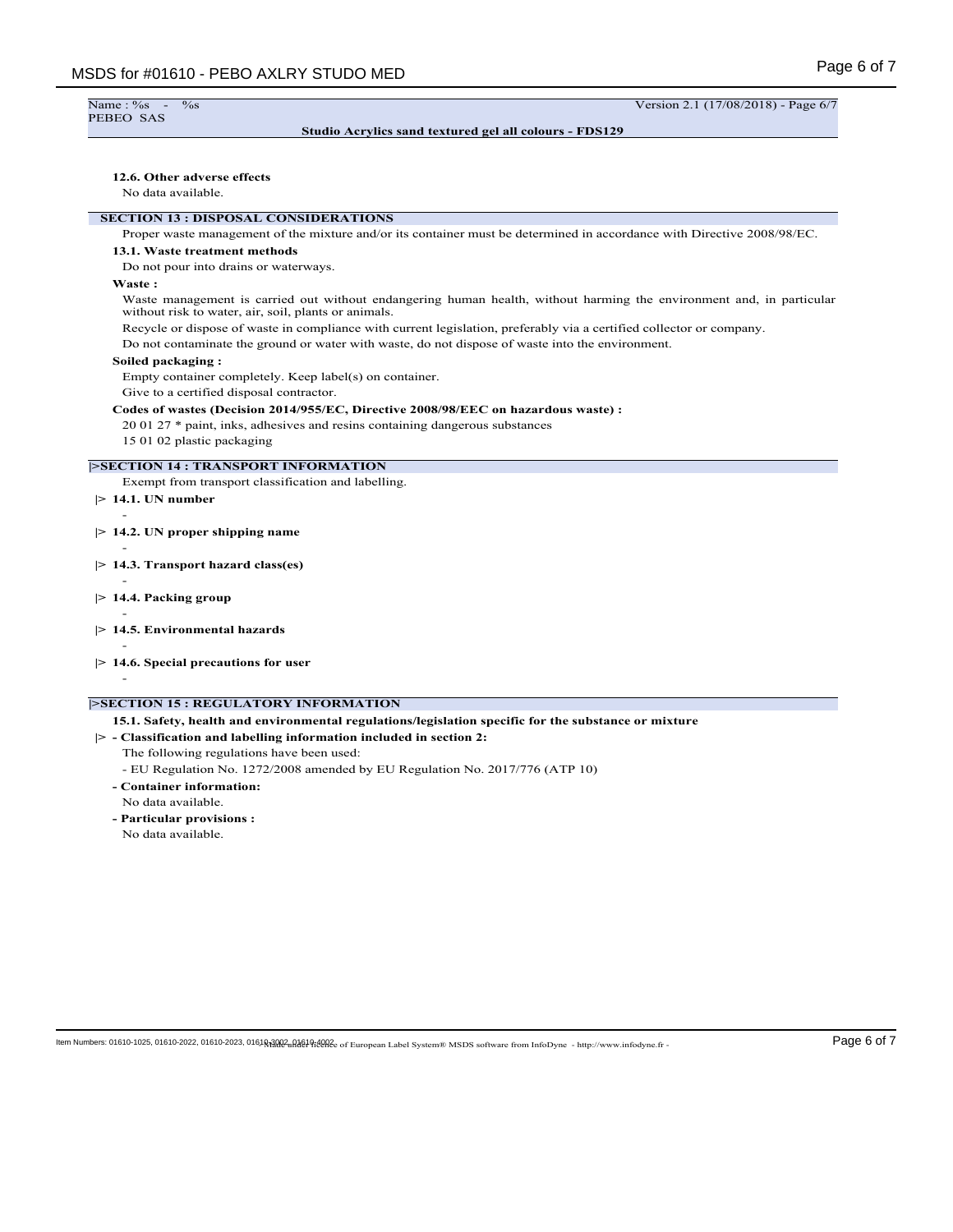#### 12.6. Other adverse effects

No data available.

## SECTION 13 : DISPOSAL CONSIDERATIONS

Proper waste management of the mixture and/or its container must be determined in accordance with Directive 2008/98/EC.

#### 13.1. Waste treatment methods

Do not pour into drains or waterways.

**Waste :**

Waste management is carried out without endangering human health, without harming the environment and, in particular without risk to water, air, soil, plants or animals.

Recycle or dispose of waste in compliance with current legislation, preferably via a certified collector or company.

Do not contaminate the ground or water with waste, do not dispose of waste into the environment.

**Soiled packaging :**

Empty container completely. Keep label(s) on container.

Give to a certified disposal contractor.

**Codes of wastes (Decision 2014/955/EC, Directive 2008/98/EEC on hazardous waste) :**

20 01 27 * paint, inks, adhesives and resins containing dangerous substances

15 01 02 plastic packaging

## |>SECTION 14 : TRANSPORT INFORMATION

Exempt from transport classification and labelling.

#### |> 14.1. UN number

-

#### |> 14.2. UN proper shipping name

-

#### |> 14.3. Transport hazard class(es)

-

#### |> 14.4. Packing group

-

#### |> 14.5. Environmental hazards

-

#### |> 14.6. Special precautions for user

-

## |>SECTION 15 : REGULATORY INFORMATION

#### 15.1. Safety, health and environmental regulations/legislation specific for the substance or mixture

**|> - Classification and labelling information included in section 2:**

The following regulations have been used:

- EU Regulation No. 1272/2008 amended by EU Regulation No. 2017/776 (ATP 10)

**- Container information:**

No data available.

**- Particular provisions :**

No data available.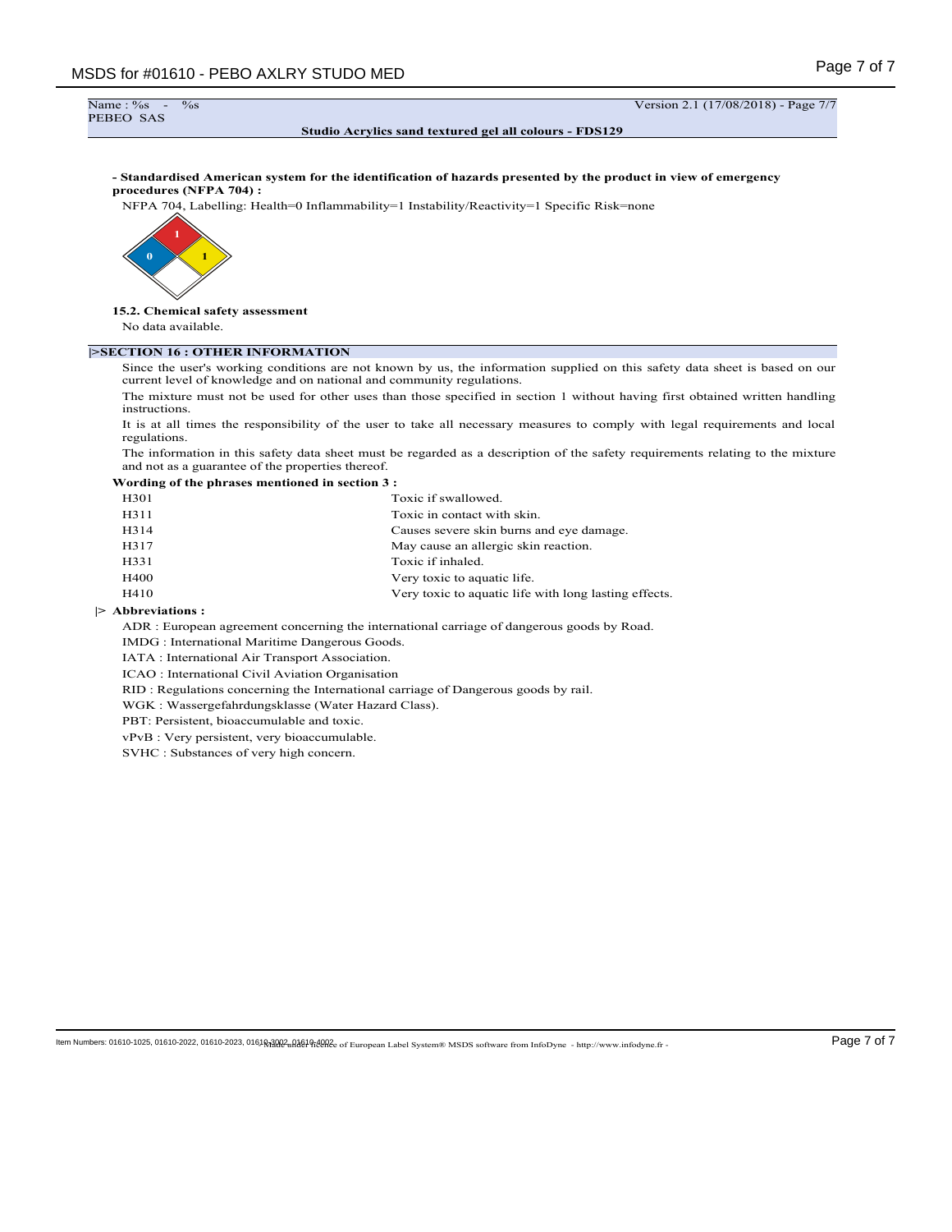- **Standardised American system for the identification of hazards presented by the product in view of emergency procedures (NFPA 704) :**

NFPA 704, Labelling: Health=0 Inflammability=1 Instability/Reactivity=1 Specific Risk=none

### 15.2. Chemical safety assessment

No data available.

## |>SECTION 16 : OTHER INFORMATION

Since the user's working conditions are not known by us, the information supplied on this safety data sheet is based on our current level of knowledge and on national and community regulations.

The mixture must not be used for other uses than those specified in section 1 without having first obtained written handling instructions.

It is at all times the responsibility of the user to take all necessary measures to comply with legal requirements and local regulations.

The information in this safety data sheet must be regarded as a description of the safety requirements relating to the mixture and not as a guarantee of the properties thereof.

**Wording of the phrases mentioned in section 3 :**

| | |
|---|---|
| H301 | Toxic if swallowed. |
| H311 | Toxic in contact with skin. |
| H314 | Causes severe skin burns and eye damage. |
| H317 | May cause an allergic skin reaction. |
| H331 | Toxic if inhaled. |
| H400 | Very toxic to aquatic life. |
| H410 | Very toxic to aquatic life with long lasting effects. |

**|> Abbreviations :**

ADR : European agreement concerning the international carriage of dangerous goods by Road.

IMDG : International Maritime Dangerous Goods.

IATA : International Air Transport Association.

ICAO : International Civil Aviation Organisation

RID : Regulations concerning the International carriage of Dangerous goods by rail.

WGK : Wassergefahrdungsklasse (Water Hazard Class).

PBT: Persistent, bioaccumulable and toxic.

vPvB : Very persistent, very bioaccumulable.

SVHC : Substances of very high concern.